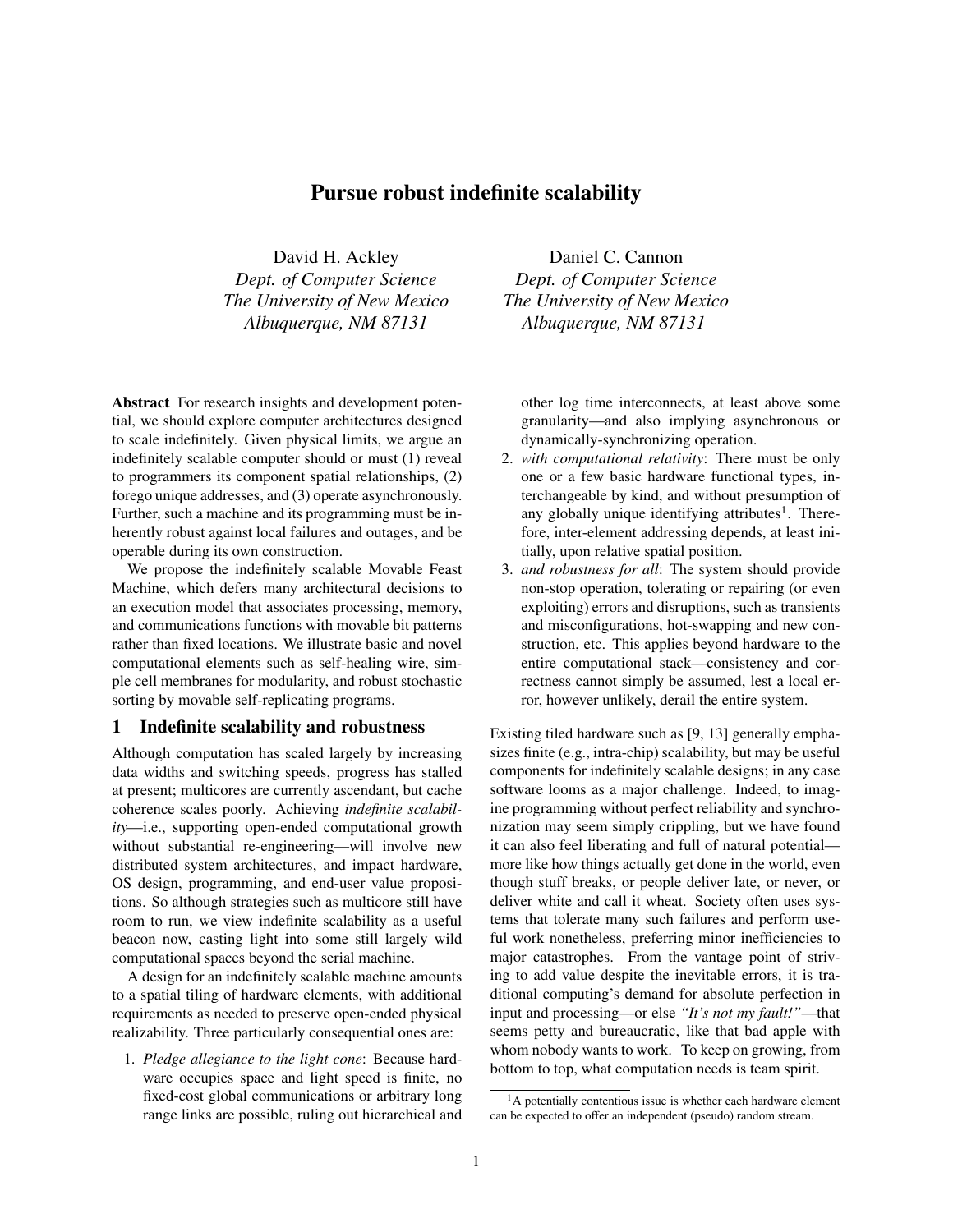# Pursue robust indefinite scalability

David H. Ackley  
*Dept. of Computer Science*  
*The University of New Mexico*  
*Albuquerque, NM 87131*

Daniel C. Cannon  
*Dept. of Computer Science*  
*The University of New Mexico*  
*Albuquerque, NM 87131*

**Abstract** For research insights and development potential, we should explore computer architectures designed to scale indefinitely. Given physical limits, we argue an indefinitely scalable computer should or must (1) reveal to programmers its component spatial relationships, (2) forego unique addresses, and (3) operate asynchronously. Further, such a machine and its programming must be inherently robust against local failures and outages, and be operable during its own construction.

We propose the indefinitely scalable Movable Feast Machine, which defers many architectural decisions to an execution model that associates processing, memory, and communications functions with movable bit patterns rather than fixed locations. We illustrate basic and novel computational elements such as self-healing wire, simple cell membranes for modularity, and robust stochastic sorting by movable self-replicating programs.

## 1 Indefinite scalability and robustness

Although computation has scaled largely by increasing data widths and switching speeds, progress has stalled at present; multicores are currently ascendant, but cache coherence scales poorly. Achieving *indefinite scalability*—i.e., supporting open-ended computational growth without substantial re-engineering—will involve new distributed system architectures, and impact hardware, OS design, programming, and end-user value propositions. So although strategies such as multicore still have room to run, we view indefinite scalability as a useful beacon now, casting light into some still largely wild computational spaces beyond the serial machine.

A design for an indefinitely scalable machine amounts to a spatial tiling of hardware elements, with additional requirements as needed to preserve open-ended physical realizability. Three particularly consequential ones are:

1. *Pledge allegiance to the light cone*: Because hardware occupies space and light speed is finite, no fixed-cost global communications or arbitrary long range links are possible, ruling out hierarchical and other log time interconnects, at least above some granularity—and also implying asynchronous or dynamically-synchronizing operation.
2. *with computational relativity*: There must be only one or a few basic hardware functional types, interchangeable by kind, and without presumption of any globally unique identifying attributes[1]. Therefore, inter-element addressing depends, at least initially, upon relative spatial position.
3. *and robustness for all*: The system should provide non-stop operation, tolerating or repairing (or even exploiting) errors and disruptions, such as transients and misconfigurations, hot-swapping and new construction, etc. This applies beyond hardware to the entire computational stack—consistency and correctness cannot simply be assumed, lest a local error, however unlikely, derail the entire system.

Existing tiled hardware such as [9, 13] generally emphasizes finite (e.g., intra-chip) scalability, but may be useful components for indefinitely scalable designs; in any case software looms as a major challenge. Indeed, to imagine programming without perfect reliability and synchronization may seem simply crippling, but we have found it can also feel liberating and full of natural potential—more like how things actually get done in the world, even though stuff breaks, or people deliver late, or never, or deliver white and call it wheat. Society often uses systems that tolerate many such failures and perform useful work nonetheless, preferring minor inefficiencies to major catastrophes. From the vantage point of striving to add value despite the inevitable errors, it is traditional computing's demand for absolute perfection in input and processing—or else *"It's not my fault!"*—that seems petty and bureaucratic, like that bad apple with whom nobody wants to work. To keep on growing, from bottom to top, what computation needs is team spirit.

[1] A potentially contentious issue is whether each hardware element can be expected to offer an independent (pseudo) random stream.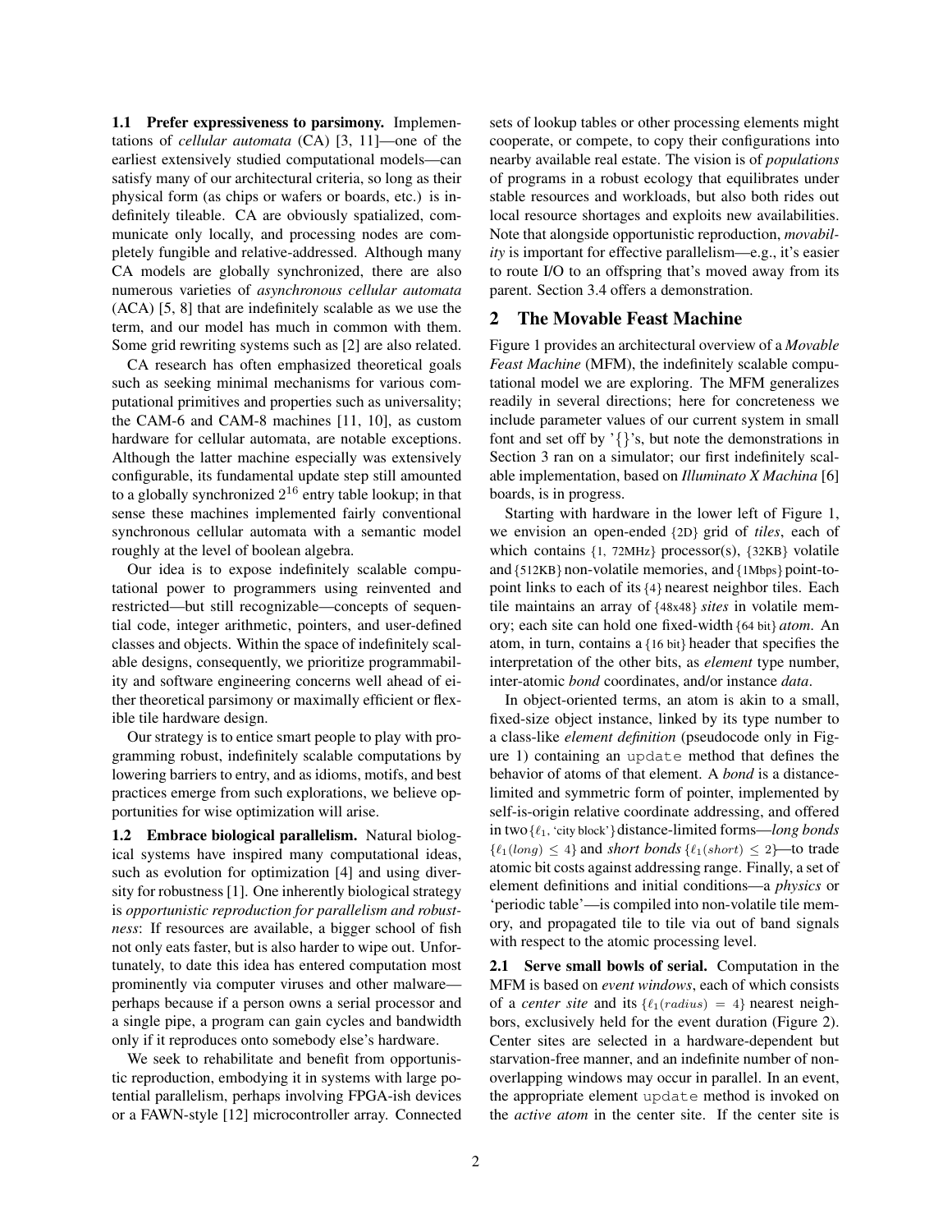**1.1 Prefer expressiveness to parsimony.** Implementations of *cellular automata* (CA) [3, 11]—one of the earliest extensively studied computational models—can satisfy many of our architectural criteria, so long as their physical form (as chips or wafers or boards, etc.) is indefinitely tileable. CA are obviously spatialized, communicate only locally, and processing nodes are completely fungible and relative-addressed. Although many CA models are globally synchronized, there are also numerous varieties of *asynchronous cellular automata* (ACA) [5, 8] that are indefinitely scalable as we use the term, and our model has much in common with them. Some grid rewriting systems such as [2] are also related.

CA research has often emphasized theoretical goals such as seeking minimal mechanisms for various computational primitives and properties such as universality; the CAM-6 and CAM-8 machines [11, 10], as custom hardware for cellular automata, are notable exceptions. Although the latter machine especially was extensively configurable, its fundamental update step still amounted to a globally synchronized $2^{16}$ entry table lookup; in that sense these machines implemented fairly conventional synchronous cellular automata with a semantic model roughly at the level of boolean algebra.

Our idea is to expose indefinitely scalable computational power to programmers using reinvented and restricted—but still recognizable—concepts of sequential code, integer arithmetic, pointers, and user-defined classes and objects. Within the space of indefinitely scalable designs, consequently, we prioritize programmability and software engineering concerns well ahead of either theoretical parsimony or maximally efficient or flexible tile hardware design.

Our strategy is to entice smart people to play with programming robust, indefinitely scalable computations by lowering barriers to entry, and as idioms, motifs, and best practices emerge from such explorations, we believe opportunities for wise optimization will arise.

**1.2 Embrace biological parallelism.** Natural biological systems have inspired many computational ideas, such as evolution for optimization [4] and using diversity for robustness [1]. One inherently biological strategy is *opportunistic reproduction for parallelism and robustness*: If resources are available, a bigger school of fish not only eats faster, but is also harder to wipe out. Unfortunately, to date this idea has entered computation most prominently via computer viruses and other malware—perhaps because if a person owns a serial processor and a single pipe, a program can gain cycles and bandwidth only if it reproduces onto somebody else's hardware.

We seek to rehabilitate and benefit from opportunistic reproduction, embodying it in systems with large potential parallelism, perhaps involving FPGA-ish devices or a FAWN-style [12] microcontroller array. Connected sets of lookup tables or other processing elements might cooperate, or compete, to copy their configurations into nearby available real estate. The vision is of *populations* of programs in a robust ecology that equilibrates under stable resources and workloads, but also both rides out local resource shortages and exploits new availabilities. Note that alongside opportunistic reproduction, *movability* is important for effective parallelism—e.g., it's easier to route I/O to an offspring that's moved away from its parent. Section 3.4 offers a demonstration.

## 2 The Movable Feast Machine

Figure 1 provides an architectural overview of a *Movable Feast Machine* (MFM), the indefinitely scalable computational model we are exploring. The MFM generalizes readily in several directions; here for concreteness we include parameter values of our current system in small font and set off by '{}'s, but note the demonstrations in Section 3 ran on a simulator; our first indefinitely scalable implementation, based on *Illuminato X Machina* [6] boards, is in progress.

Starting with hardware in the lower left of Figure 1, we envision an open-ended {2D} grid of *tiles*, each of which contains {1, 72MHz} processor(s), {32KB} volatile and {512KB} non-volatile memories, and {1Mbps} point-to-point links to each of its {4} nearest neighbor tiles. Each tile maintains an array of {48x48} *sites* in volatile memory; each site can hold one fixed-width {64 bit} *atom*. An atom, in turn, contains a {16 bit} header that specifies the interpretation of the other bits, as *element* type number, inter-atomic *bond* coordinates, and/or instance *data*.

In object-oriented terms, an atom is akin to a small, fixed-size object instance, linked by its type number to a class-like *element definition* (pseudocode only in Figure 1) containing an `update` method that defines the behavior of atoms of that element. A *bond* is a distance-limited and symmetric form of pointer, implemented by self-is-origin relative coordinate addressing, and offered in two {$\ell_1$, 'city block'} distance-limited forms—*long bonds* {$\ell_1(long) \leq 4$} and *short bonds* {$\ell_1(short) \leq 2$}—to trade atomic bit costs against addressing range. Finally, a set of element definitions and initial conditions—a *physics* or 'periodic table'—is compiled into non-volatile tile memory, and propagated tile to tile via out of band signals with respect to the atomic processing level.

**2.1 Serve small bowls of serial.** Computation in the MFM is based on *event windows*, each of which consists of a *center site* and its {$\ell_1(radius) = 4$} nearest neighbors, exclusively held for the event duration (Figure 2). Center sites are selected in a hardware-dependent but starvation-free manner, and an indefinite number of non-overlapping windows may occur in parallel. In an event, the appropriate element `update` method is invoked on the *active atom* in the center site. If the center site is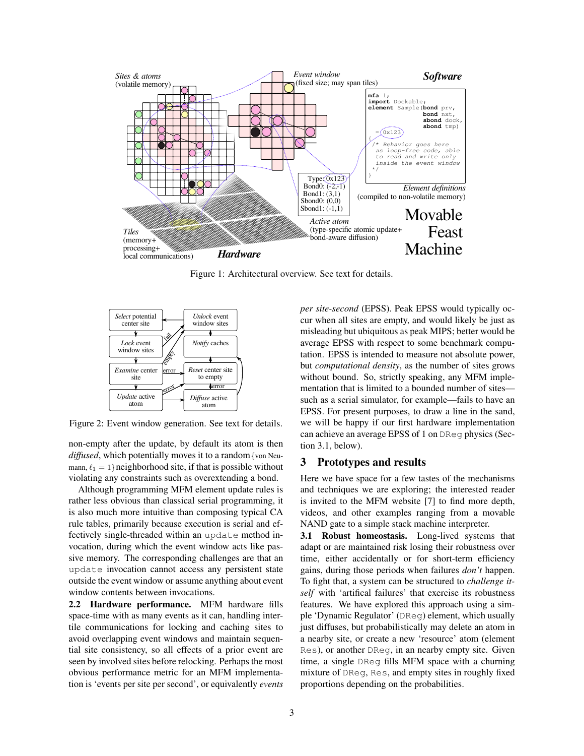Figure 1: Architectural overview. See text for details.

Figure 2: Event window generation. See text for details.

non-empty after the update, by default its atom is then *diffused*, which potentially moves it to a random {von Neumann, $\ell_1 = 1$} neighborhood site, if that is possible without violating any constraints such as overextending a bond.

Although programming MFM element update rules is rather less obvious than classical serial programming, it is also much more intuitive than composing typical CA rule tables, primarily because execution is serial and effectively single-threaded within an `update` method invocation, during which the event window acts like passive memory. The corresponding challenges are that an `update` invocation cannot access any persistent state outside the event window or assume anything about event window contents between invocations.

**2.2 Hardware performance.** MFM hardware fills space-time with as many events as it can, handling intertile communications for locking and caching sites to avoid overlapping event windows and maintain sequential site consistency, so all effects of a prior event are seen by involved sites before relocking. Perhaps the most obvious performance metric for an MFM implementation is 'events per site per second', or equivalently *events per site-second* (EPSS). Peak EPSS would typically occur when all sites are empty, and would likely be just as misleading but ubiquitous as peak MIPS; better would be average EPSS with respect to some benchmark computation. EPSS is intended to measure not absolute power, but *computational density*, as the number of sites grows without bound. So, strictly speaking, any MFM implementation that is limited to a bounded number of sites—such as a serial simulator, for example—fails to have an EPSS. For present purposes, to draw a line in the sand, we will be happy if our first hardware implementation can achieve an average EPSS of 1 on `DReg` physics (Section 3.1, below).

## 3 Prototypes and results

Here we have space for a few tastes of the mechanisms and techniques we are exploring; the interested reader is invited to the MFM website [7] to find more depth, videos, and other examples ranging from a movable NAND gate to a simple stack machine interpreter.

**3.1 Robust homeostasis.** Long-lived systems that adapt or are maintained risk losing their robustness over time, either accidentally or for short-term efficiency gains, during those periods when failures *don't* happen. To fight that, a system can be structured to *challenge itself* with 'artifical failures' that exercise its robustness features. We have explored this approach using a simple 'Dynamic Regulator' (`DReg`) element, which usually just diffuses, but probabilistically may delete an atom in a nearby site, or create a new 'resource' atom (element `Res`), or another `DReg`, in an nearby empty site. Given time, a single `DReg` fills MFM space with a churning mixture of `DReg`, `Res`, and empty sites in roughly fixed proportions depending on the probabilities.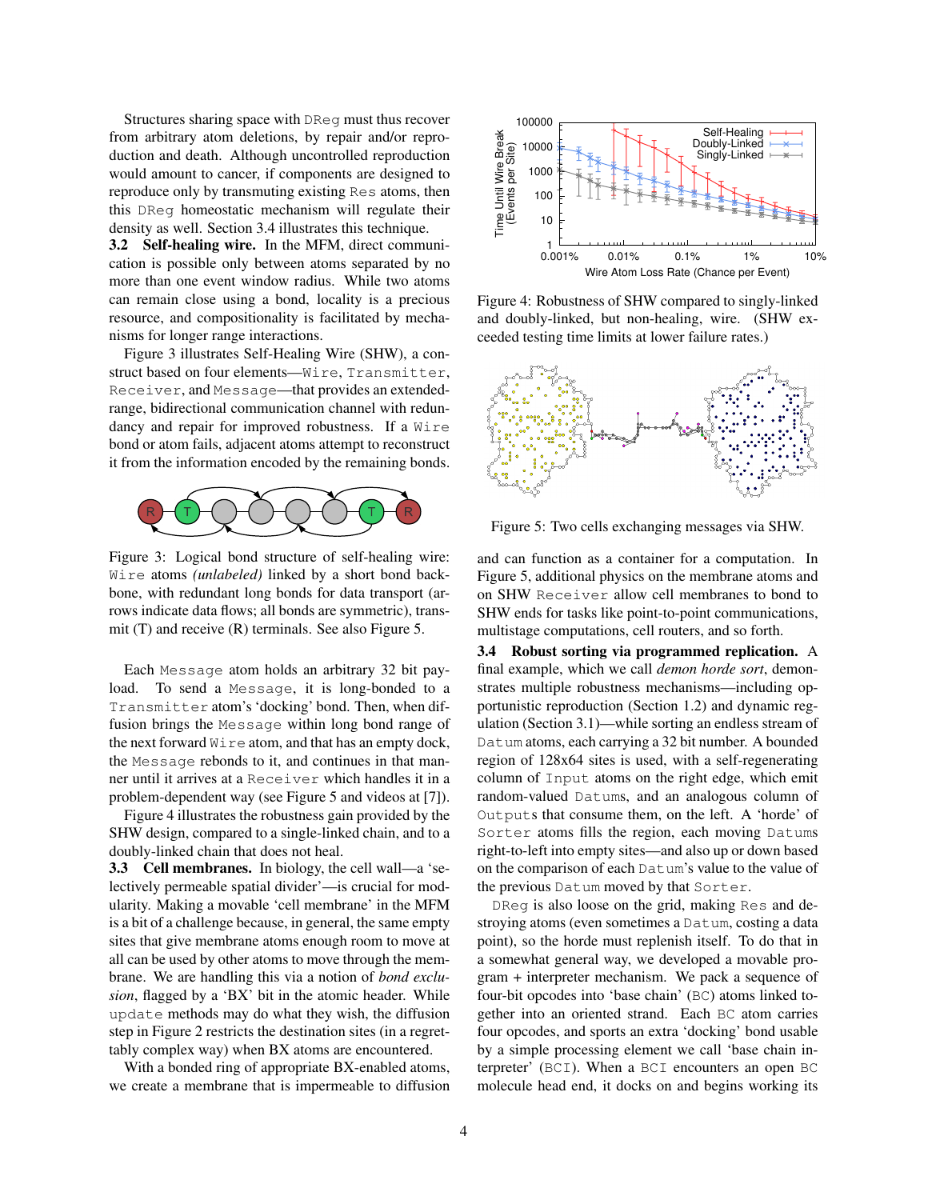Structures sharing space with DReg must thus recover from arbitrary atom deletions, by repair and/or reproduction and death. Although uncontrolled reproduction would amount to cancer, if components are designed to reproduce only by transmuting existing Res atoms, then this DReg homeostatic mechanism will regulate their density as well. Section 3.4 illustrates this technique.

**3.2 Self-healing wire.** In the MFM, direct communication is possible only between atoms separated by no more than one event window radius. While two atoms can remain close using a bond, locality is a precious resource, and compositionality is facilitated by mechanisms for longer range interactions.

Figure 3 illustrates Self-Healing Wire (SHW), a construct based on four elements—Wire, Transmitter, Receiver, and Message—that provides an extended-range, bidirectional communication channel with redundancy and repair for improved robustness. If a Wire bond or atom fails, adjacent atoms attempt to reconstruct it from the information encoded by the remaining bonds.

Figure 3: Logical bond structure of self-healing wire: Wire atoms *(unlabeled)* linked by a short bond backbone, with redundant long bonds for data transport (arrows indicate data flows; all bonds are symmetric), transmit (T) and receive (R) terminals. See also Figure 5.

Each Message atom holds an arbitrary 32 bit payload. To send a Message, it is long-bonded to a Transmitter atom's 'docking' bond. Then, when diffusion brings the Message within long bond range of the next forward Wire atom, and that has an empty dock, the Message rebonds to it, and continues in that manner until it arrives at a Receiver which handles it in a problem-dependent way (see Figure 5 and videos at [7]).

Figure 4 illustrates the robustness gain provided by the SHW design, compared to a single-linked chain, and to a doubly-linked chain that does not heal.

Figure 4: Robustness of SHW compared to singly-linked and doubly-linked, but non-healing, wire. (SHW exceeded testing time limits at lower failure rates.)

Figure 5: Two cells exchanging messages via SHW.

**3.3 Cell membranes.** In biology, the cell wall—a 'selectively permeable spatial divider'—is crucial for modularity. Making a movable 'cell membrane' in the MFM is a bit of a challenge because, in general, the same empty sites that give membrane atoms enough room to move at all can be used by other atoms to move through the membrane. We are handling this via a notion of *bond exclusion*, flagged by a 'BX' bit in the atomic header. While update methods may do what they wish, the diffusion step in Figure 2 restricts the destination sites (in a regrettably complex way) when BX atoms are encountered.

With a bonded ring of appropriate BX-enabled atoms, we create a membrane that is impermeable to diffusion and can function as a container for a computation. In Figure 5, additional physics on the membrane atoms and on SHW Receiver allow cell membranes to bond to SHW ends for tasks like point-to-point communications, multistage computations, cell routers, and so forth.

**3.4 Robust sorting via programmed replication.** A final example, which we call *demon horde sort*, demonstrates multiple robustness mechanisms—including opportunistic reproduction (Section 1.2) and dynamic regulation (Section 3.1)—while sorting an endless stream of Datum atoms, each carrying a 32 bit number. A bounded region of 128x64 sites is used, with a self-regenerating column of Input atoms on the right edge, which emit random-valued Datums, and an analogous column of Outputs that consume them, on the left. A 'horde' of Sorter atoms fills the region, each moving Datums right-to-left into empty sites—and also up or down based on the comparison of each Datum's value to the value of the previous Datum moved by that Sorter.

DReg is also loose on the grid, making Res and destroying atoms (even sometimes a Datum, costing a data point), so the horde must replenish itself. To do that in a somewhat general way, we developed a movable program + interpreter mechanism. We pack a sequence of four-bit opcodes into 'base chain' (BC) atoms linked together into an oriented strand. Each BC atom carries four opcodes, and sports an extra 'docking' bond usable by a simple processing element we call 'base chain interpreter' (BCI). When a BCI encounters an open BC molecule head end, it docks on and begins working its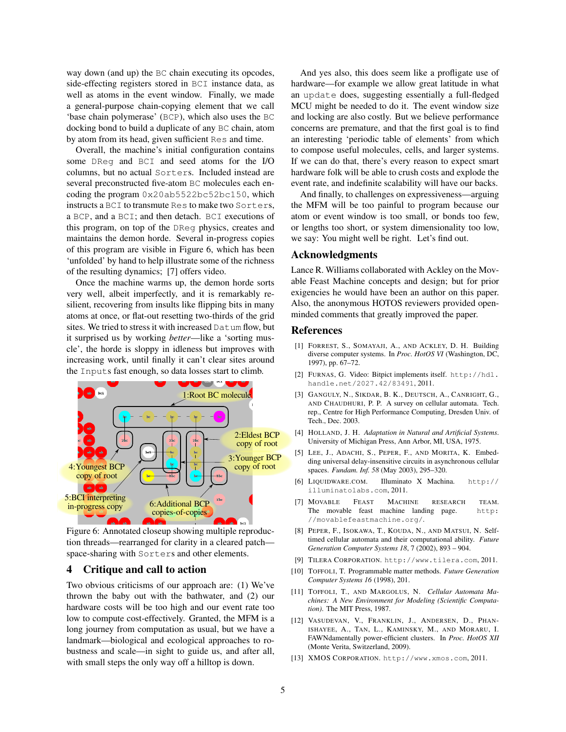way down (and up) the BC chain executing its opcodes, side-effecting registers stored in BCI instance data, as well as atoms in the event window. Finally, we made a general-purpose chain-copying element that we call 'base chain polymerase' (BCP), which also uses the BC docking bond to build a duplicate of any BC chain, atom by atom from its head, given sufficient Res and time.

Overall, the machine's initial configuration contains some DReg and BCI and seed atoms for the I/O columns, but no actual Sorters. Included instead are several preconstructed five-atom BC molecules each encoding the program 0x20ab5522bc52bc150, which instructs a BCI to transmute Res to make two Sorters, a BCP, and a BCI; and then detach. BCI executions of this program, on top of the DReg physics, creates and maintains the demon horde. Several in-progress copies of this program are visible in Figure 6, which has been 'unfolded' by hand to help illustrate some of the richness of the resulting dynamics; [7] offers video.

Once the machine warms up, the demon horde sorts very well, albeit imperfectly, and it is remarkably resilient, recovering from insults like flipping bits in many atoms at once, or flat-out resetting two-thirds of the grid sites. We tried to stress it with increased Datum flow, but it surprised us by working *better*—like a 'sorting muscle', the horde is sloppy in idleness but improves with increasing work, until finally it can't clear sites around the Inputs fast enough, so data losses start to climb.

1:Root BC molecule
2:Eldest BCP copy of root
3:Younger BCP copy of root
4:Youngest BCP copy of root
5:BCI interpreting in-progress copy
6:Additional BCP copies-of-copies

Figure 6: Annotated closeup showing multiple reproduction threads—rearranged for clarity in a cleared patch—space-sharing with Sorters and other elements.

## 4 Critique and call to action

Two obvious criticisms of our approach are: (1) We've thrown the baby out with the bathwater, and (2) our hardware costs will be too high and our event rate too low to compute cost-effectively. Granted, the MFM is a long journey from computation as usual, but we have a landmark—biological and ecological approaches to robustness and scale—in sight to guide us, and after all, with small steps the only way off a hilltop is down.

And yes also, this does seem like a profligate use of hardware—for example we allow great latitude in what an update does, suggesting essentially a full-fledged MCU might be needed to do it. The event window size and locking are also costly. But we believe performance concerns are premature, and that the first goal is to find an interesting 'periodic table of elements' from which to compose useful molecules, cells, and larger systems. If we can do that, there's every reason to expect smart hardware folk will be able to crush costs and explode the event rate, and indefinite scalability will have our backs.

And finally, to challenges on expressiveness—arguing the MFM will be too painful to program because our atom or event window is too small, or bonds too few, or lengths too short, or system dimensionality too low, we say: You might well be right. Let's find out.

## Acknowledgments

Lance R. Williams collaborated with Ackley on the Movable Feast Machine concepts and design; but for prior exigencies he would have been an author on this paper. Also, the anonymous HOTOS reviewers provided open-minded comments that greatly improved the paper.

## References

[1] Forrest, S., Somayaji, A., and Ackley, D. H. Building diverse computer systems. In *Proc. HotOS VI* (Washington, DC, 1997), pp. 67–72.

[2] Furnas, G. Video: Bitpict implements itself. http://hdl.handle.net/2027.42/83491, 2011.

[3] Ganguly, N., Sikdar, B. K., Deutsch, A., Canright, G., and Chaudhuri, P. P. A survey on cellular automata. Tech. rep., Centre for High Performance Computing, Dresden Univ. of Tech., Dec. 2003.

[4] Holland, J. H. *Adaptation in Natural and Artificial Systems*. University of Michigan Press, Ann Arbor, MI, USA, 1975.

[5] Lee, J., Adachi, S., Peper, F., and Morita, K. Embedding universal delay-insensitive circuits in asynchronous cellular spaces. *Fundam. Inf. 58* (May 2003), 295–320.

[6] Liquidware.com. Illuminato X Machina. http://illuminatolabs.com, 2011.

[7] Movable Feast Machine research team. The movable feast machine landing page. http://movablefeastmachine.org/.

[8] Peper, F., Isokawa, T., Kouda, N., and Matsui, N. Self-timed cellular automata and their computational ability. *Future Generation Computer Systems 18*, 7 (2002), 893 – 904.

[9] Tilera Corporation. http://www.tilera.com, 2011.

[10] Toffoli, T. Programmable matter methods. *Future Generation Computer Systems 16* (1998), 201.

[11] Toffoli, T., and Margolus, N. *Cellular Automata Machines: A New Environment for Modeling (Scientific Computation)*. The MIT Press, 1987.

[12] Vasudevan, V., Franklin, J., Andersen, D., Phanishayee, A., Tan, L., Kaminsky, M., and Moraru, I. FAWNdamentally power-efficient clusters. In *Proc. HotOS XII* (Monte Verita, Switzerland, 2009).

[13] XMOS Corporation. http://www.xmos.com, 2011.